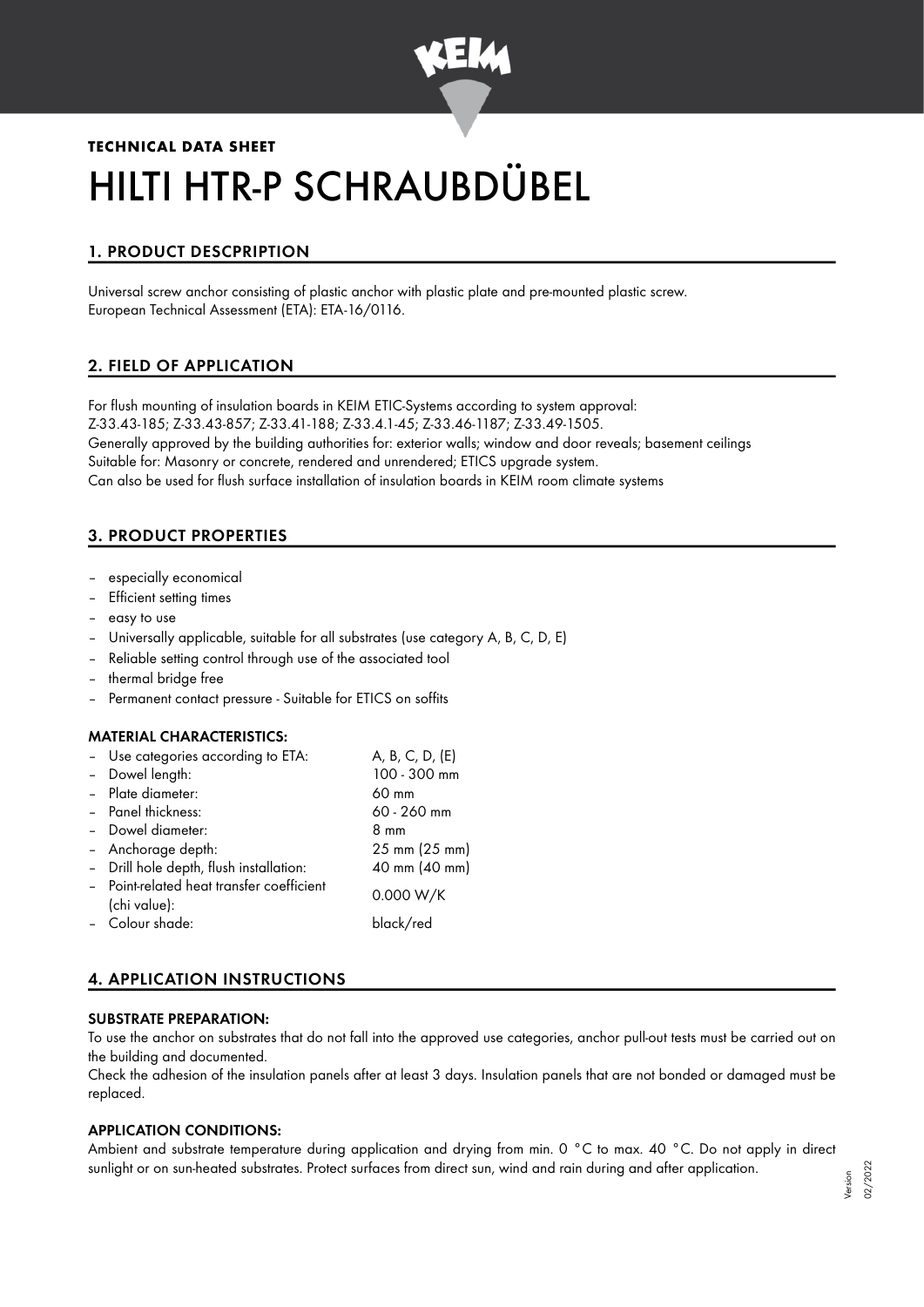**TECHNICAL DATA SHEET**

# HILTI HTR-P SCHRAUBDÜBEL

## 1. PRODUCT DESCPRIPTION

Universal screw anchor consisting of plastic anchor with plastic plate and pre-mounted plastic screw.
European Technical Assessment (ETA): ETA-16/0116.

## 2. FIELD OF APPLICATION

For flush mounting of insulation boards in KEIM ETIC-Systems according to system approval:
Z-33.43-185; Z-33.43-857; Z-33.41-188; Z-33.4.1-45; Z-33.46-1187; Z-33.49-1505.
Generally approved by the building authorities for: exterior walls; window and door reveals; basement ceilings
Suitable for: Masonry or concrete, rendered and unrendered; ETICS upgrade system.
Can also be used for flush surface installation of insulation boards in KEIM room climate systems

## 3. PRODUCT PROPERTIES

- especially economical
- Efficient setting times
- easy to use
- Universally applicable, suitable for all substrates (use category A, B, C, D, E)
- Reliable setting control through use of the associated tool
- thermal bridge free
- Permanent contact pressure - Suitable for ETICS on soffits

### MATERIAL CHARACTERISTICS:

| | |
|---|---|
| – Use categories according to ETA: | A, B, C, D, (E) |
| – Dowel length: | 100 - 300 mm |
| – Plate diameter: | 60 mm |
| – Panel thickness: | 60 - 260 mm |
| – Dowel diameter: | 8 mm |
| – Anchorage depth: | 25 mm (25 mm) |
| – Drill hole depth, flush installation: | 40 mm (40 mm) |
| – Point-related heat transfer coefficient (chi value): | 0.000 W/K |
| – Colour shade: | black/red |

## 4. APPLICATION INSTRUCTIONS

### SUBSTRATE PREPARATION:

To use the anchor on substrates that do not fall into the approved use categories, anchor pull-out tests must be carried out on the building and documented.
Check the adhesion of the insulation panels after at least 3 days. Insulation panels that are not bonded or damaged must be replaced.

### APPLICATION CONDITIONS:

Ambient and substrate temperature during application and drying from min. 0 °C to max. 40 °C. Do not apply in direct sunlight or on sun-heated substrates. Protect surfaces from direct sun, wind and rain during and after application.

Version 02/2022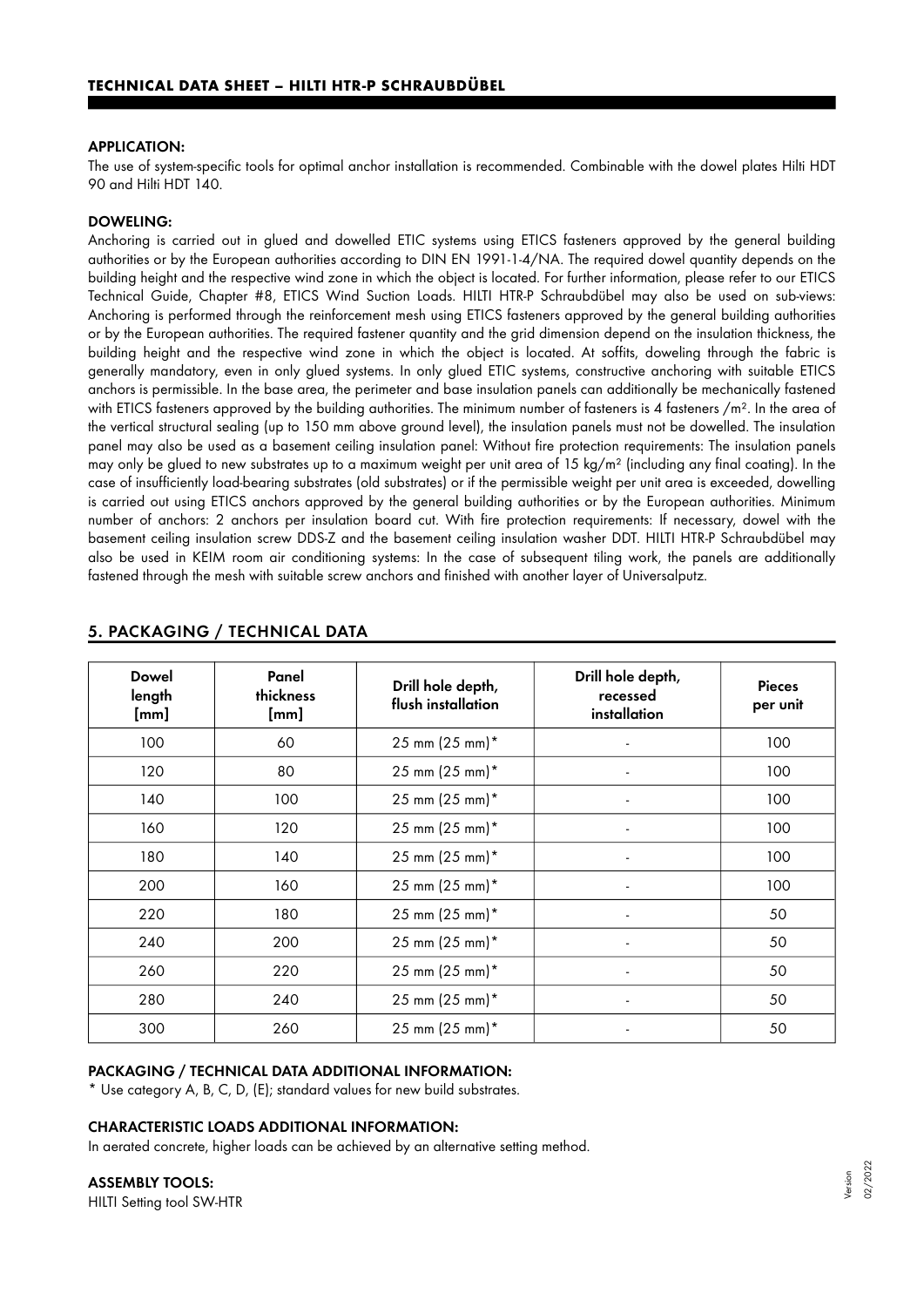## TECHNICAL DATA SHEET – HILTI HTR-P SCHRAUBDÜBEL

### APPLICATION:

The use of system-specific tools for optimal anchor installation is recommended. Combinable with the dowel plates Hilti HDT 90 and Hilti HDT 140.

### DOWELING:

Anchoring is carried out in glued and dowelled ETIC systems using ETICS fasteners approved by the general building authorities or by the European authorities according to DIN EN 1991-1-4/NA. The required dowel quantity depends on the building height and the respective wind zone in which the object is located. For further information, please refer to our ETICS Technical Guide, Chapter #8, ETICS Wind Suction Loads. HILTI HTR-P Schraubdübel may also be used on sub-views: Anchoring is performed through the reinforcement mesh using ETICS fasteners approved by the general building authorities or by the European authorities. The required fastener quantity and the grid dimension depend on the insulation thickness, the building height and the respective wind zone in which the object is located. At soffits, doweling through the fabric is generally mandatory, even in only glued systems. In only glued ETIC systems, constructive anchoring with suitable ETICS anchors is permissible. In the base area, the perimeter and base insulation panels can additionally be mechanically fastened with ETICS fasteners approved by the building authorities. The minimum number of fasteners is 4 fasteners /m². In the area of the vertical structural sealing (up to 150 mm above ground level), the insulation panels must not be dowelled. The insulation panel may also be used as a basement ceiling insulation panel: Without fire protection requirements: The insulation panels may only be glued to new substrates up to a maximum weight per unit area of 15 kg/m² (including any final coating). In the case of insufficiently load-bearing substrates (old substrates) or if the permissible weight per unit area is exceeded, dowelling is carried out using ETICS anchors approved by the general building authorities or by the European authorities. Minimum number of anchors: 2 anchors per insulation board cut. With fire protection requirements: If necessary, dowel with the basement ceiling insulation screw DDS-Z and the basement ceiling insulation washer DDT. HILTI HTR-P Schraubdübel may also be used in KEIM room air conditioning systems: In the case of subsequent tiling work, the panels are additionally fastened through the mesh with suitable screw anchors and finished with another layer of Universalputz.

## 5. PACKAGING / TECHNICAL DATA

| Dowel length [mm] | Panel thickness [mm] | Drill hole depth, flush installation | Drill hole depth, recessed installation | Pieces per unit |
|---|---|---|---|---|
| 100 | 60 | 25 mm (25 mm)* | - | 100 |
| 120 | 80 | 25 mm (25 mm)* | - | 100 |
| 140 | 100 | 25 mm (25 mm)* | - | 100 |
| 160 | 120 | 25 mm (25 mm)* | - | 100 |
| 180 | 140 | 25 mm (25 mm)* | - | 100 |
| 200 | 160 | 25 mm (25 mm)* | - | 100 |
| 220 | 180 | 25 mm (25 mm)* | - | 50 |
| 240 | 200 | 25 mm (25 mm)* | - | 50 |
| 260 | 220 | 25 mm (25 mm)* | - | 50 |
| 280 | 240 | 25 mm (25 mm)* | - | 50 |
| 300 | 260 | 25 mm (25 mm)* | - | 50 |

### PACKAGING / TECHNICAL DATA ADDITIONAL INFORMATION:

* Use category A, B, C, D, (E); standard values for new build substrates.

### CHARACTERISTIC LOADS ADDITIONAL INFORMATION:

In aerated concrete, higher loads can be achieved by an alternative setting method.

### ASSEMBLY TOOLS:

HILTI Setting tool SW-HTR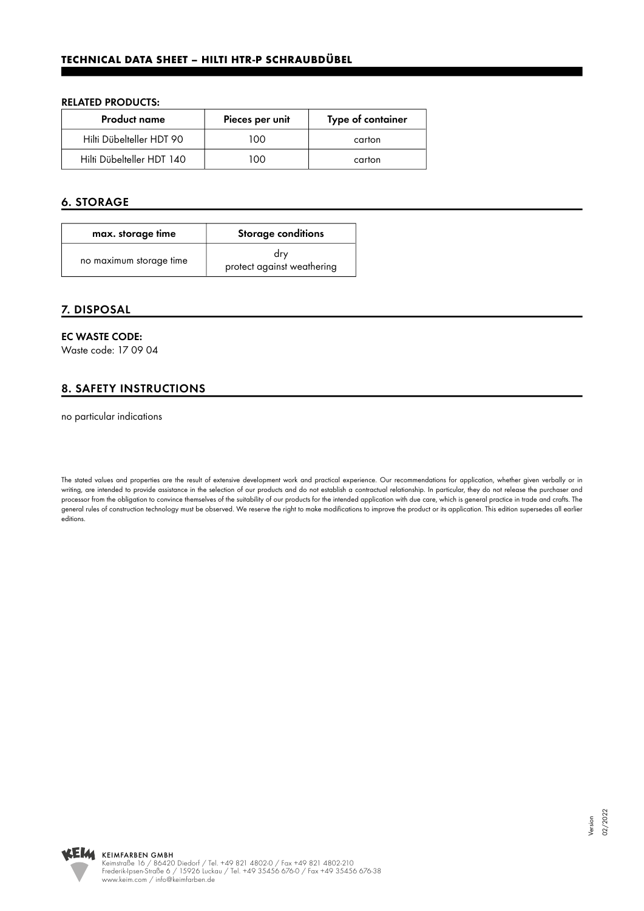**RELATED PRODUCTS:**

| Product name | Pieces per unit | Type of container |
|---|---|---|
| Hilti Dübelteller HDT 90 | 100 | carton |
| Hilti Dübelteller HDT 140 | 100 | carton |

## 6. STORAGE

| max. storage time | Storage conditions |
|---|---|
| no maximum storage time | dry<br>protect against weathering |

## 7. DISPOSAL

**EC WASTE CODE:**

Waste code: 17 09 04

## 8. SAFETY INSTRUCTIONS

no particular indications

The stated values and properties are the result of extensive development work and practical experience. Our recommendations for application, whether given verbally or in writing, are intended to provide assistance in the selection of our products and do not establish a contractual relationship. In particular, they do not release the purchaser and processor from the obligation to convince themselves of the suitability of our products for the intended application with due care, which is general practice in trade and crafts. The general rules of construction technology must be observed. We reserve the right to make modifications to improve the product or its application. This edition supersedes all earlier editions.

KEIMFARBEN GMBH
Keimstraße 16 / 86420 Diedorf / Tel. +49 821 4802-0 / Fax +49 821 4802-210
Frederik-Ipsen-Straße 6 / 15926 Luckau / Tel. +49 35456 676-0 / Fax +49 35456 676-38
www.keim.com / info@keimfarben.de

Version 02/2022